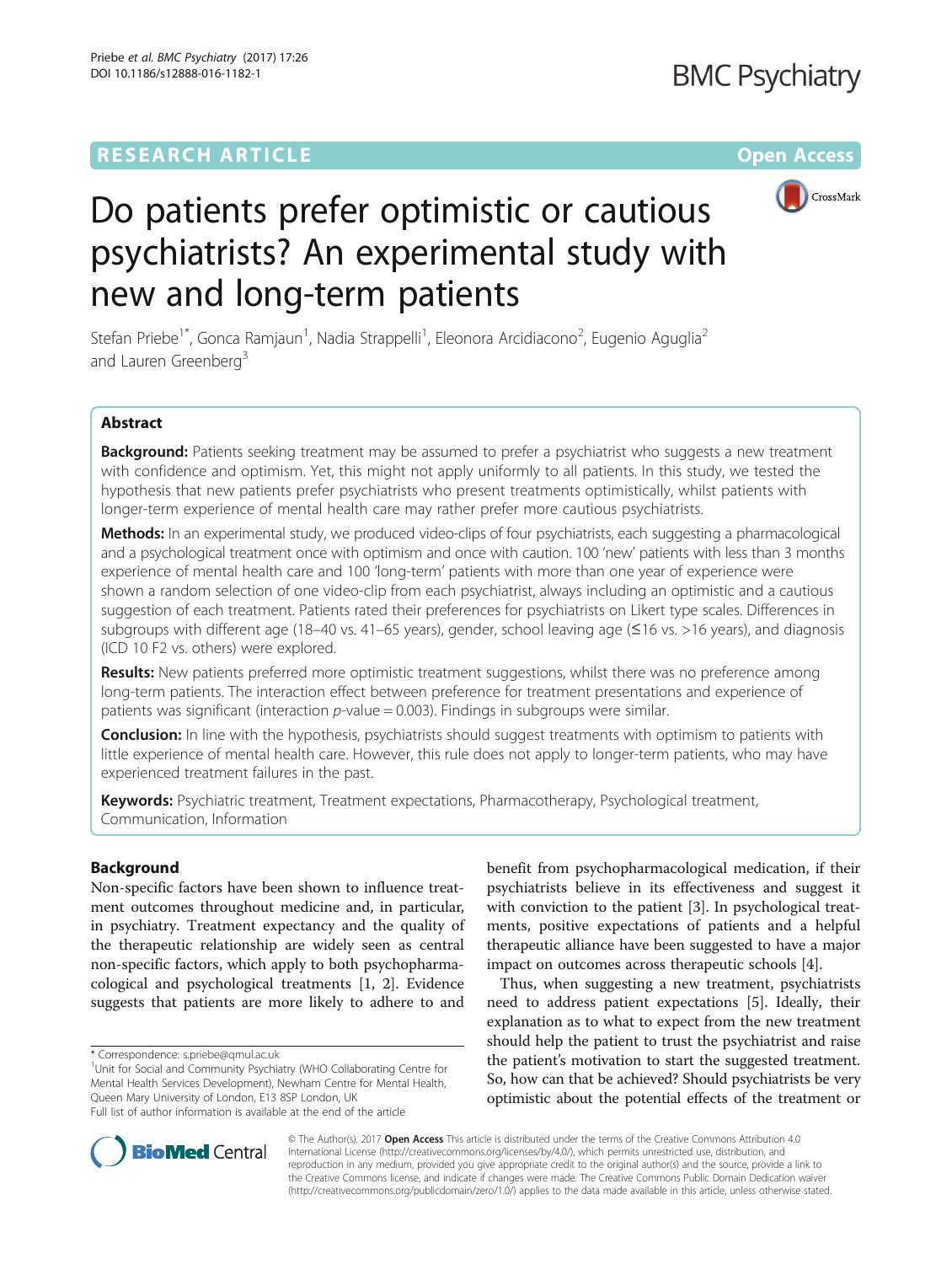RESEARCH ARTICLE

Open Access

# Do patients prefer optimistic or cautious psychiatrists? An experimental study with new and long-term patients

Stefan Priebe[1*], Gonca Ramjaun[1], Nadia Strappelli[1], Eleonora Arcidiacono[2], Eugenio Aguglia[2] and Lauren Greenberg[3]

## Abstract

**Background:** Patients seeking treatment may be assumed to prefer a psychiatrist who suggests a new treatment with confidence and optimism. Yet, this might not apply uniformly to all patients. In this study, we tested the hypothesis that new patients prefer psychiatrists who present treatments optimistically, whilst patients with longer-term experience of mental health care may rather prefer more cautious psychiatrists.

**Methods:** In an experimental study, we produced video-clips of four psychiatrists, each suggesting a pharmacological and a psychological treatment once with optimism and once with caution. 100 'new' patients with less than 3 months experience of mental health care and 100 'long-term' patients with more than one year of experience were shown a random selection of one video-clip from each psychiatrist, always including an optimistic and a cautious suggestion of each treatment. Patients rated their preferences for psychiatrists on Likert type scales. Differences in subgroups with different age (18–40 vs. 41–65 years), gender, school leaving age (≤16 vs. >16 years), and diagnosis (ICD 10 F2 vs. others) were explored.

**Results:** New patients preferred more optimistic treatment suggestions, whilst there was no preference among long-term patients. The interaction effect between preference for treatment presentations and experience of patients was significant (interaction $p$-value = 0.003). Findings in subgroups were similar.

**Conclusion:** In line with the hypothesis, psychiatrists should suggest treatments with optimism to patients with little experience of mental health care. However, this rule does not apply to longer-term patients, who may have experienced treatment failures in the past.

**Keywords:** Psychiatric treatment, Treatment expectations, Pharmacotherapy, Psychological treatment, Communication, Information

## Background

Non-specific factors have been shown to influence treatment outcomes throughout medicine and, in particular, in psychiatry. Treatment expectancy and the quality of the therapeutic relationship are widely seen as central non-specific factors, which apply to both psychopharmacological and psychological treatments [1, 2]. Evidence suggests that patients are more likely to adhere to and benefit from psychopharmacological medication, if their psychiatrists believe in its effectiveness and suggest it with conviction to the patient [3]. In psychological treatments, positive expectations of patients and a helpful therapeutic alliance have been suggested to have a major impact on outcomes across therapeutic schools [4].

Thus, when suggesting a new treatment, psychiatrists need to address patient expectations [5]. Ideally, their explanation as to what to expect from the new treatment should help the patient to trust the psychiatrist and raise the patient's motivation to start the suggested treatment. So, how can that be achieved? Should psychiatrists be very optimistic about the potential effects of the treatment or

\* Correspondence: s.priebe@qmul.ac.uk
[1]Unit for Social and Community Psychiatry (WHO Collaborating Centre for Mental Health Services Development), Newham Centre for Mental Health, Queen Mary University of London, E13 8SP London, UK
Full list of author information is available at the end of the article

© The Author(s). 2017 **Open Access** This article is distributed under the terms of the Creative Commons Attribution 4.0 International License (http://creativecommons.org/licenses/by/4.0/), which permits unrestricted use, distribution, and reproduction in any medium, provided you give appropriate credit to the original author(s) and the source, provide a link to the Creative Commons license, and indicate if changes were made. The Creative Commons Public Domain Dedication waiver (http://creativecommons.org/publicdomain/zero/1.0/) applies to the data made available in this article, unless otherwise stated.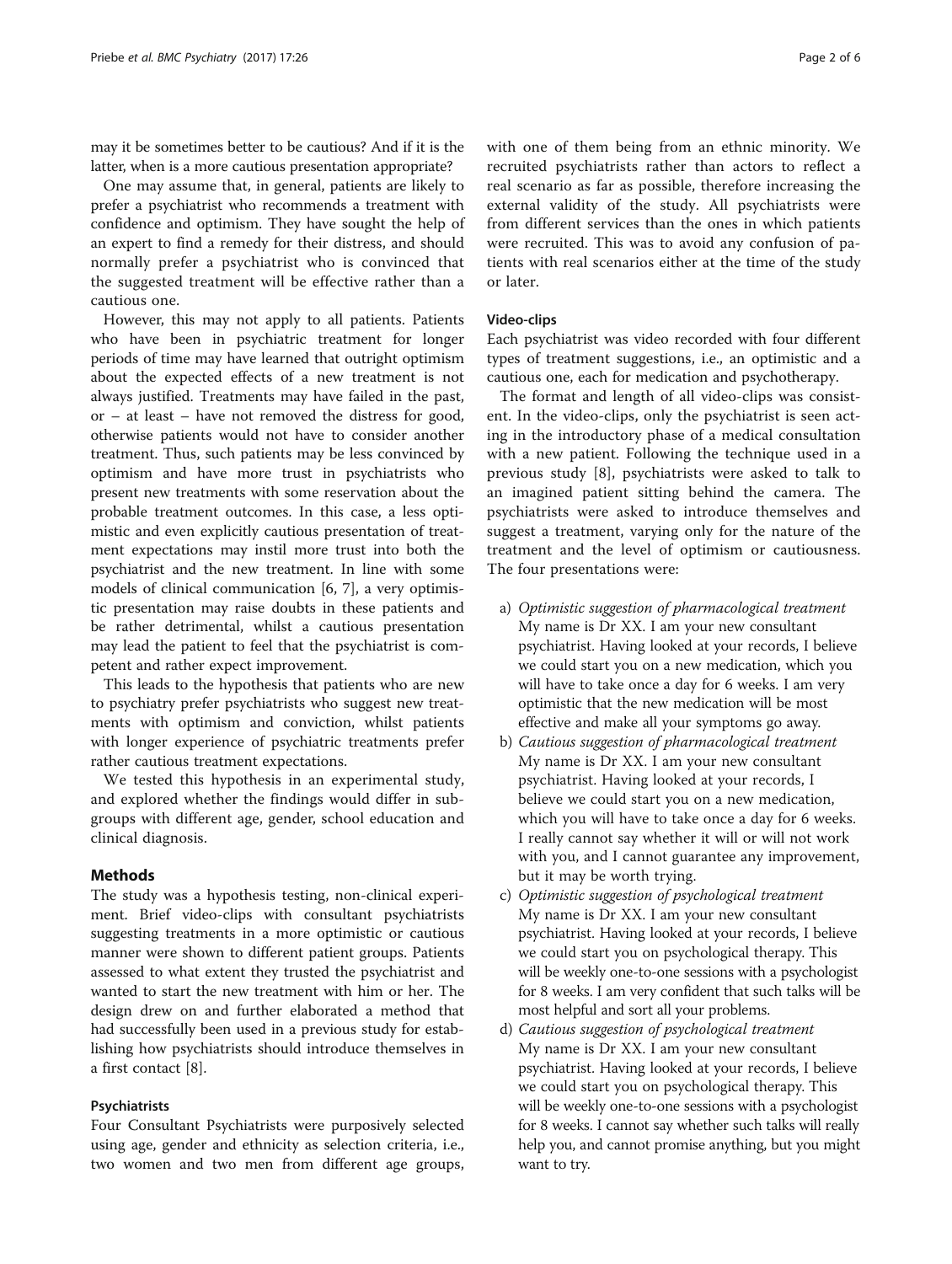may it be sometimes better to be cautious? And if it is the latter, when is a more cautious presentation appropriate?

One may assume that, in general, patients are likely to prefer a psychiatrist who recommends a treatment with confidence and optimism. They have sought the help of an expert to find a remedy for their distress, and should normally prefer a psychiatrist who is convinced that the suggested treatment will be effective rather than a cautious one.

However, this may not apply to all patients. Patients who have been in psychiatric treatment for longer periods of time may have learned that outright optimism about the expected effects of a new treatment is not always justified. Treatments may have failed in the past, or – at least – have not removed the distress for good, otherwise patients would not have to consider another treatment. Thus, such patients may be less convinced by optimism and have more trust in psychiatrists who present new treatments with some reservation about the probable treatment outcomes. In this case, a less optimistic and even explicitly cautious presentation of treatment expectations may instil more trust into both the psychiatrist and the new treatment. In line with some models of clinical communication [6, 7], a very optimistic presentation may raise doubts in these patients and be rather detrimental, whilst a cautious presentation may lead the patient to feel that the psychiatrist is competent and rather expect improvement.

This leads to the hypothesis that patients who are new to psychiatry prefer psychiatrists who suggest new treatments with optimism and conviction, whilst patients with longer experience of psychiatric treatments prefer rather cautious treatment expectations.

We tested this hypothesis in an experimental study, and explored whether the findings would differ in subgroups with different age, gender, school education and clinical diagnosis.

## Methods

The study was a hypothesis testing, non-clinical experiment. Brief video-clips with consultant psychiatrists suggesting treatments in a more optimistic or cautious manner were shown to different patient groups. Patients assessed to what extent they trusted the psychiatrist and wanted to start the new treatment with him or her. The design drew on and further elaborated a method that had successfully been used in a previous study for establishing how psychiatrists should introduce themselves in a first contact [8].

### Psychiatrists

Four Consultant Psychiatrists were purposively selected using age, gender and ethnicity as selection criteria, i.e., two women and two men from different age groups, with one of them being from an ethnic minority. We recruited psychiatrists rather than actors to reflect a real scenario as far as possible, therefore increasing the external validity of the study. All psychiatrists were from different services than the ones in which patients were recruited. This was to avoid any confusion of patients with real scenarios either at the time of the study or later.

### Video-clips

Each psychiatrist was video recorded with four different types of treatment suggestions, i.e., an optimistic and a cautious one, each for medication and psychotherapy.

The format and length of all video-clips was consistent. In the video-clips, only the psychiatrist is seen acting in the introductory phase of a medical consultation with a new patient. Following the technique used in a previous study [8], psychiatrists were asked to talk to an imagined patient sitting behind the camera. The psychiatrists were asked to introduce themselves and suggest a treatment, varying only for the nature of the treatment and the level of optimism or cautiousness. The four presentations were:

a) *Optimistic suggestion of pharmacological treatment*
   My name is Dr XX. I am your new consultant psychiatrist. Having looked at your records, I believe we could start you on a new medication, which you will have to take once a day for 6 weeks. I am very optimistic that the new medication will be most effective and make all your symptoms go away.
b) *Cautious suggestion of pharmacological treatment*
   My name is Dr XX. I am your new consultant psychiatrist. Having looked at your records, I believe we could start you on a new medication, which you will have to take once a day for 6 weeks. I really cannot say whether it will or will not work with you, and I cannot guarantee any improvement, but it may be worth trying.
c) *Optimistic suggestion of psychological treatment*
   My name is Dr XX. I am your new consultant psychiatrist. Having looked at your records, I believe we could start you on psychological therapy. This will be weekly one-to-one sessions with a psychologist for 8 weeks. I am very confident that such talks will be most helpful and sort all your problems.
d) *Cautious suggestion of psychological treatment*
   My name is Dr XX. I am your new consultant psychiatrist. Having looked at your records, I believe we could start you on psychological therapy. This will be weekly one-to-one sessions with a psychologist for 8 weeks. I cannot say whether such talks will really help you, and cannot promise anything, but you might want to try.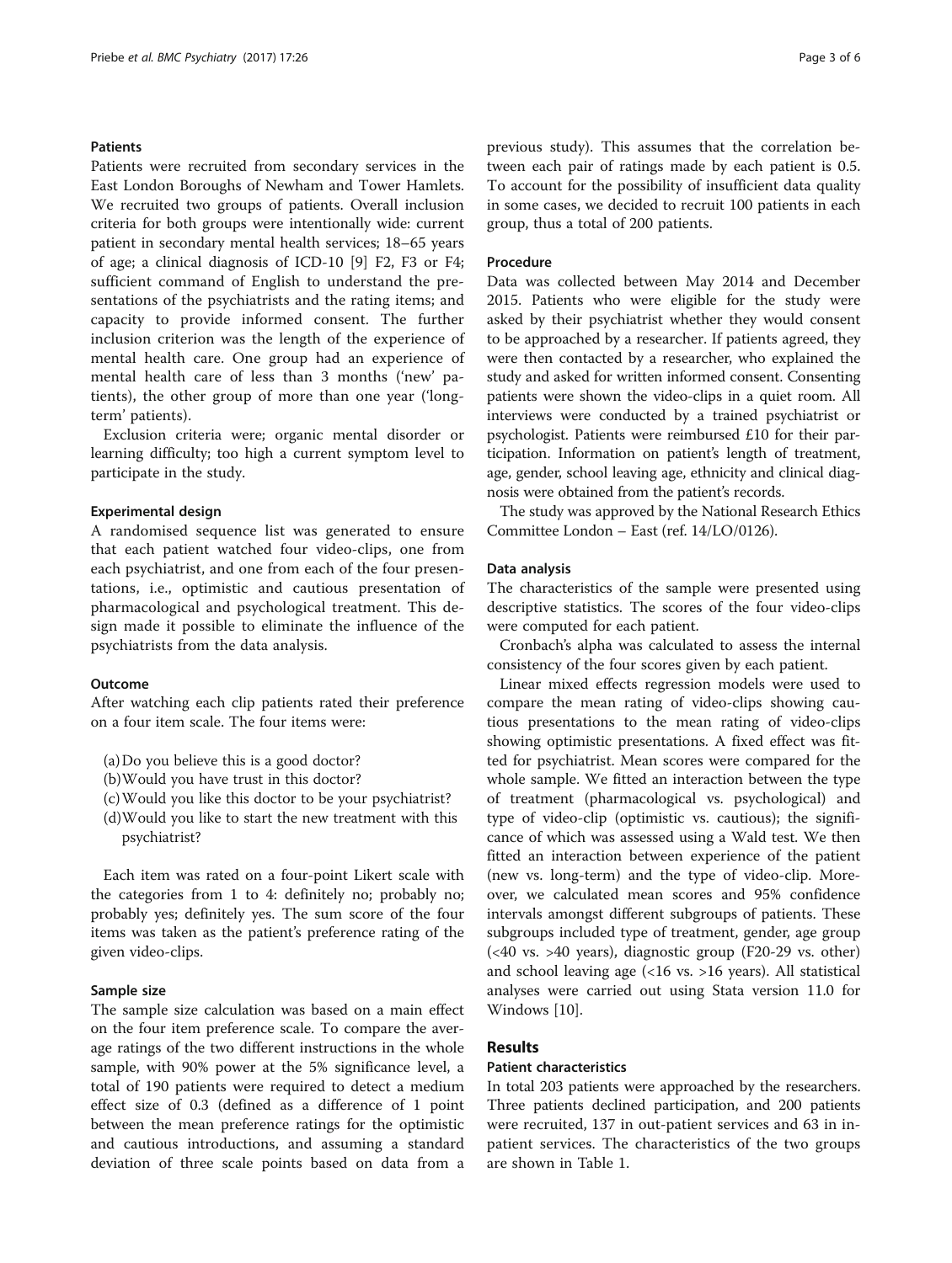### Patients

Patients were recruited from secondary services in the East London Boroughs of Newham and Tower Hamlets. We recruited two groups of patients. Overall inclusion criteria for both groups were intentionally wide: current patient in secondary mental health services; 18–65 years of age; a clinical diagnosis of ICD-10 [9] F2, F3 or F4; sufficient command of English to understand the presentations of the psychiatrists and the rating items; and capacity to provide informed consent. The further inclusion criterion was the length of the experience of mental health care. One group had an experience of mental health care of less than 3 months ('new' patients), the other group of more than one year ('long-term' patients).

Exclusion criteria were; organic mental disorder or learning difficulty; too high a current symptom level to participate in the study.

### Experimental design

A randomised sequence list was generated to ensure that each patient watched four video-clips, one from each psychiatrist, and one from each of the four presentations, i.e., optimistic and cautious presentation of pharmacological and psychological treatment. This design made it possible to eliminate the influence of the psychiatrists from the data analysis.

### Outcome

After watching each clip patients rated their preference on a four item scale. The four items were:

(a) Do you believe this is a good doctor?
(b) Would you have trust in this doctor?
(c) Would you like this doctor to be your psychiatrist?
(d) Would you like to start the new treatment with this psychiatrist?

Each item was rated on a four-point Likert scale with the categories from 1 to 4: definitely no; probably no; probably yes; definitely yes. The sum score of the four items was taken as the patient's preference rating of the given video-clips.

### Sample size

The sample size calculation was based on a main effect on the four item preference scale. To compare the average ratings of the two different instructions in the whole sample, with 90% power at the 5% significance level, a total of 190 patients were required to detect a medium effect size of 0.3 (defined as a difference of 1 point between the mean preference ratings for the optimistic and cautious introductions, and assuming a standard deviation of three scale points based on data from a previous study). This assumes that the correlation between each pair of ratings made by each patient is 0.5. To account for the possibility of insufficient data quality in some cases, we decided to recruit 100 patients in each group, thus a total of 200 patients.

### Procedure

Data was collected between May 2014 and December 2015. Patients who were eligible for the study were asked by their psychiatrist whether they would consent to be approached by a researcher. If patients agreed, they were then contacted by a researcher, who explained the study and asked for written informed consent. Consenting patients were shown the video-clips in a quiet room. All interviews were conducted by a trained psychiatrist or psychologist. Patients were reimbursed £10 for their participation. Information on patient's length of treatment, age, gender, school leaving age, ethnicity and clinical diagnosis were obtained from the patient's records.

The study was approved by the National Research Ethics Committee London – East (ref. 14/LO/0126).

### Data analysis

The characteristics of the sample were presented using descriptive statistics. The scores of the four video-clips were computed for each patient.

Cronbach's alpha was calculated to assess the internal consistency of the four scores given by each patient.

Linear mixed effects regression models were used to compare the mean rating of video-clips showing cautious presentations to the mean rating of video-clips showing optimistic presentations. A fixed effect was fitted for psychiatrist. Mean scores were compared for the whole sample. We fitted an interaction between the type of treatment (pharmacological vs. psychological) and type of video-clip (optimistic vs. cautious); the significance of which was assessed using a Wald test. We then fitted an interaction between experience of the patient (new vs. long-term) and the type of video-clip. Moreover, we calculated mean scores and 95% confidence intervals amongst different subgroups of patients. These subgroups included type of treatment, gender, age group (<40 vs. >40 years), diagnostic group (F20-29 vs. other) and school leaving age (<16 vs. >16 years). All statistical analyses were carried out using Stata version 11.0 for Windows [10].

## Results

### Patient characteristics

In total 203 patients were approached by the researchers. Three patients declined participation, and 200 patients were recruited, 137 in out-patient services and 63 in in-patient services. The characteristics of the two groups are shown in Table 1.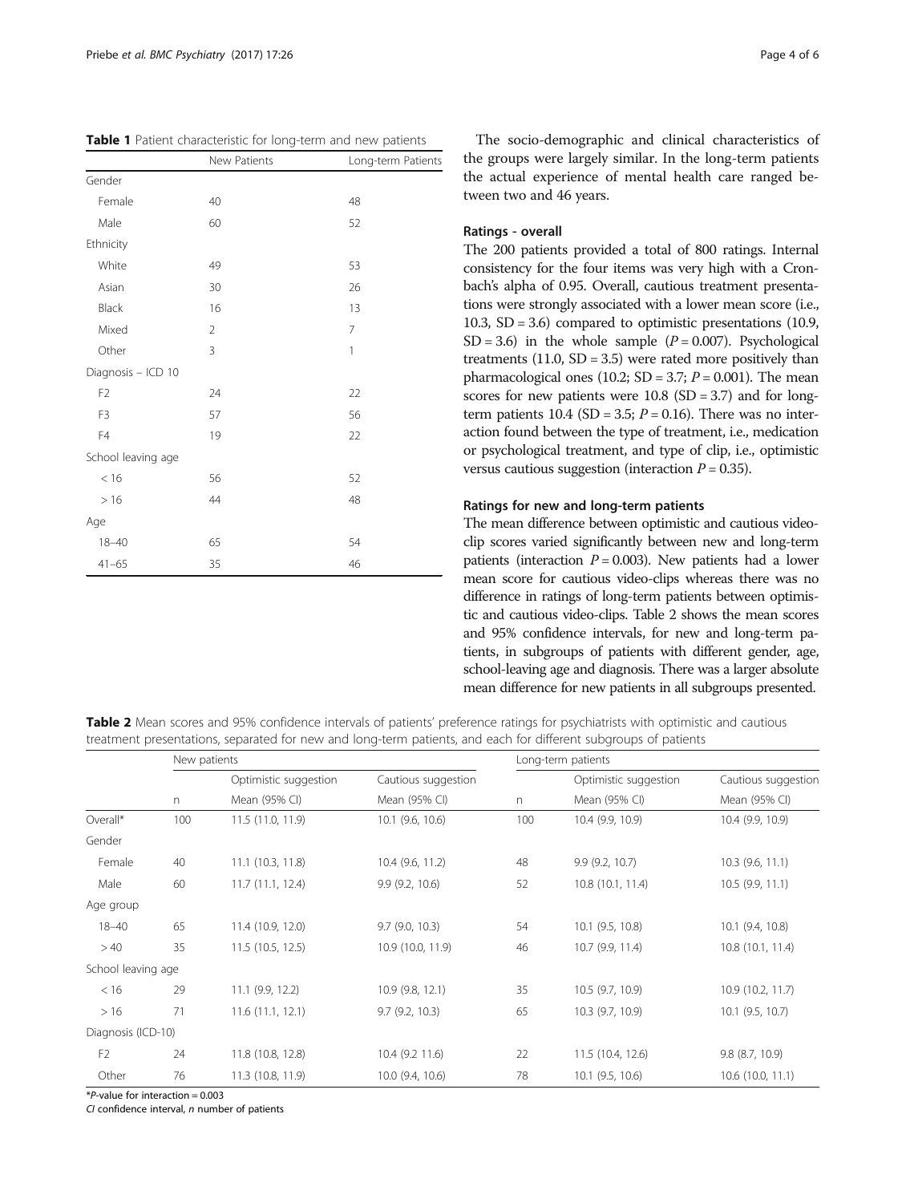**Table 1** Patient characteristic for long-term and new patients

| | New Patients | Long-term Patients |
|---|---|---|
| Gender | | |
| Female | 40 | 48 |
| Male | 60 | 52 |
| Ethnicity | | |
| White | 49 | 53 |
| Asian | 30 | 26 |
| Black | 16 | 13 |
| Mixed | 2 | 7 |
| Other | 3 | 1 |
| Diagnosis – ICD 10 | | |
| F2 | 24 | 22 |
| F3 | 57 | 56 |
| F4 | 19 | 22 |
| School leaving age | | |
| < 16 | 56 | 52 |
| > 16 | 44 | 48 |
| Age | | |
| 18–40 | 65 | 54 |
| 41–65 | 35 | 46 |

The socio-demographic and clinical characteristics of the groups were largely similar. In the long-term patients the actual experience of mental health care ranged between two and 46 years.

### Ratings - overall

The 200 patients provided a total of 800 ratings. Internal consistency for the four items was very high with a Cronbach's alpha of 0.95. Overall, cautious treatment presentations were strongly associated with a lower mean score (i.e., 10.3, SD = 3.6) compared to optimistic presentations (10.9, SD = 3.6) in the whole sample ($P = 0.007$). Psychological treatments (11.0, SD = 3.5) were rated more positively than pharmacological ones (10.2; SD = 3.7; $P = 0.001$). The mean scores for new patients were 10.8 (SD = 3.7) and for long-term patients 10.4 (SD = 3.5; $P = 0.16$). There was no interaction found between the type of treatment, i.e., medication or psychological treatment, and type of clip, i.e., optimistic versus cautious suggestion (interaction $P = 0.35$).

### Ratings for new and long-term patients

The mean difference between optimistic and cautious video-clip scores varied significantly between new and long-term patients (interaction $P = 0.003$). New patients had a lower mean score for cautious video-clips whereas there was no difference in ratings of long-term patients between optimistic and cautious video-clips. Table 2 shows the mean scores and 95% confidence intervals, for new and long-term patients, in subgroups of patients with different gender, age, school-leaving age and diagnosis. There was a larger absolute mean difference for new patients in all subgroups presented.

**Table 2** Mean scores and 95% confidence intervals of patients' preference ratings for psychiatrists with optimistic and cautious treatment presentations, separated for new and long-term patients, and each for different subgroups of patients

| | New patients | | | Long-term patients | | |
|---|---|---|---|---|---|---|
| | | Optimistic suggestion | Cautious suggestion | | Optimistic suggestion | Cautious suggestion |
| | n | Mean (95% CI) | Mean (95% CI) | n | Mean (95% CI) | Mean (95% CI) |
| Overall* | 100 | 11.5 (11.0, 11.9) | 10.1 (9.6, 10.6) | 100 | 10.4 (9.9, 10.9) | 10.4 (9.9, 10.9) |
| Gender | | | | | | |
| Female | 40 | 11.1 (10.3, 11.8) | 10.4 (9.6, 11.2) | 48 | 9.9 (9.2, 10.7) | 10.3 (9.6, 11.1) |
| Male | 60 | 11.7 (11.1, 12.4) | 9.9 (9.2, 10.6) | 52 | 10.8 (10.1, 11.4) | 10.5 (9.9, 11.1) |
| Age group | | | | | | |
| 18–40 | 65 | 11.4 (10.9, 12.0) | 9.7 (9.0, 10.3) | 54 | 10.1 (9.5, 10.8) | 10.1 (9.4, 10.8) |
| > 40 | 35 | 11.5 (10.5, 12.5) | 10.9 (10.0, 11.9) | 46 | 10.7 (9.9, 11.4) | 10.8 (10.1, 11.4) |
| School leaving age | | | | | | |
| < 16 | 29 | 11.1 (9.9, 12.2) | 10.9 (9.8, 12.1) | 35 | 10.5 (9.7, 10.9) | 10.9 (10.2, 11.7) |
| > 16 | 71 | 11.6 (11.1, 12.1) | 9.7 (9.2, 10.3) | 65 | 10.3 (9.7, 10.9) | 10.1 (9.5, 10.7) |
| Diagnosis (ICD-10) | | | | | | |
| F2 | 24 | 11.8 (10.8, 12.8) | 10.4 (9.2 11.6) | 22 | 11.5 (10.4, 12.6) | 9.8 (8.7, 10.9) |
| Other | 76 | 11.3 (10.8, 11.9) | 10.0 (9.4, 10.6) | 78 | 10.1 (9.5, 10.6) | 10.6 (10.0, 11.1) |

*P-value for interaction = 0.003

*CI* confidence interval, *n* number of patients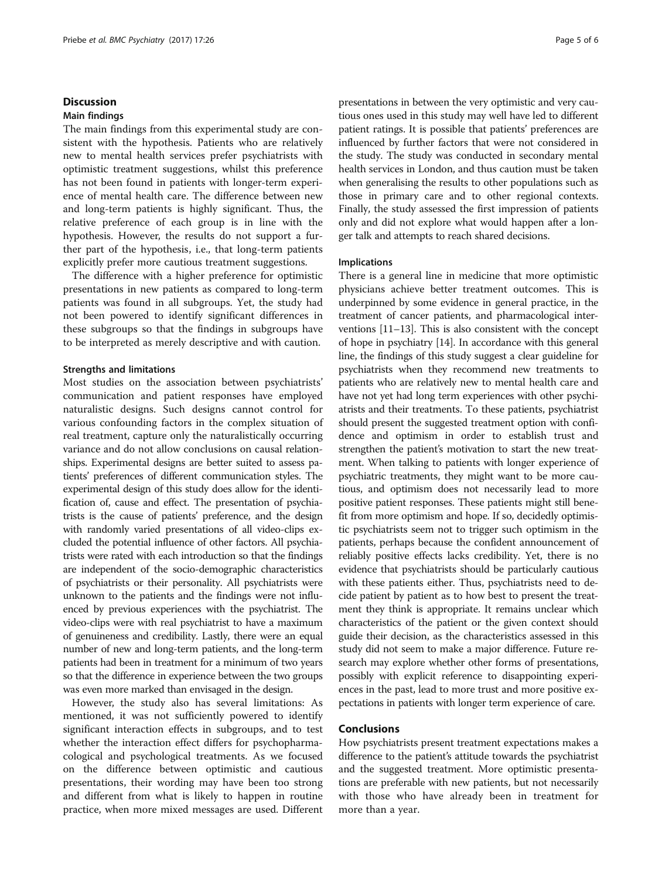## Discussion

### Main findings

The main findings from this experimental study are consistent with the hypothesis. Patients who are relatively new to mental health services prefer psychiatrists with optimistic treatment suggestions, whilst this preference has not been found in patients with longer-term experience of mental health care. The difference between new and long-term patients is highly significant. Thus, the relative preference of each group is in line with the hypothesis. However, the results do not support a further part of the hypothesis, i.e., that long-term patients explicitly prefer more cautious treatment suggestions.

The difference with a higher preference for optimistic presentations in new patients as compared to long-term patients was found in all subgroups. Yet, the study had not been powered to identify significant differences in these subgroups so that the findings in subgroups have to be interpreted as merely descriptive and with caution.

### Strengths and limitations

Most studies on the association between psychiatrists' communication and patient responses have employed naturalistic designs. Such designs cannot control for various confounding factors in the complex situation of real treatment, capture only the naturalistically occurring variance and do not allow conclusions on causal relationships. Experimental designs are better suited to assess patients' preferences of different communication styles. The experimental design of this study does allow for the identification of, cause and effect. The presentation of psychiatrists is the cause of patients' preference, and the design with randomly varied presentations of all video-clips excluded the potential influence of other factors. All psychiatrists were rated with each introduction so that the findings are independent of the socio-demographic characteristics of psychiatrists or their personality. All psychiatrists were unknown to the patients and the findings were not influenced by previous experiences with the psychiatrist. The video-clips were with real psychiatrist to have a maximum of genuineness and credibility. Lastly, there were an equal number of new and long-term patients, and the long-term patients had been in treatment for a minimum of two years so that the difference in experience between the two groups was even more marked than envisaged in the design.

However, the study also has several limitations: As mentioned, it was not sufficiently powered to identify significant interaction effects in subgroups, and to test whether the interaction effect differs for psychopharmacological and psychological treatments. As we focused on the difference between optimistic and cautious presentations, their wording may have been too strong and different from what is likely to happen in routine practice, when more mixed messages are used. Different presentations in between the very optimistic and very cautious ones used in this study may well have led to different patient ratings. It is possible that patients' preferences are influenced by further factors that were not considered in the study. The study was conducted in secondary mental health services in London, and thus caution must be taken when generalising the results to other populations such as those in primary care and to other regional contexts. Finally, the study assessed the first impression of patients only and did not explore what would happen after a longer talk and attempts to reach shared decisions.

### Implications

There is a general line in medicine that more optimistic physicians achieve better treatment outcomes. This is underpinned by some evidence in general practice, in the treatment of cancer patients, and pharmacological interventions [11–13]. This is also consistent with the concept of hope in psychiatry [14]. In accordance with this general line, the findings of this study suggest a clear guideline for psychiatrists when they recommend new treatments to patients who are relatively new to mental health care and have not yet had long term experiences with other psychiatrists and their treatments. To these patients, psychiatrist should present the suggested treatment option with confidence and optimism in order to establish trust and strengthen the patient's motivation to start the new treatment. When talking to patients with longer experience of psychiatric treatments, they might want to be more cautious, and optimism does not necessarily lead to more positive patient responses. These patients might still benefit from more optimism and hope. If so, decidedly optimistic psychiatrists seem not to trigger such optimism in the patients, perhaps because the confident announcement of reliably positive effects lacks credibility. Yet, there is no evidence that psychiatrists should be particularly cautious with these patients either. Thus, psychiatrists need to decide patient by patient as to how best to present the treatment they think is appropriate. It remains unclear which characteristics of the patient or the given context should guide their decision, as the characteristics assessed in this study did not seem to make a major difference. Future research may explore whether other forms of presentations, possibly with explicit reference to disappointing experiences in the past, lead to more trust and more positive expectations in patients with longer term experience of care.

## Conclusions

How psychiatrists present treatment expectations makes a difference to the patient's attitude towards the psychiatrist and the suggested treatment. More optimistic presentations are preferable with new patients, but not necessarily with those who have already been in treatment for more than a year.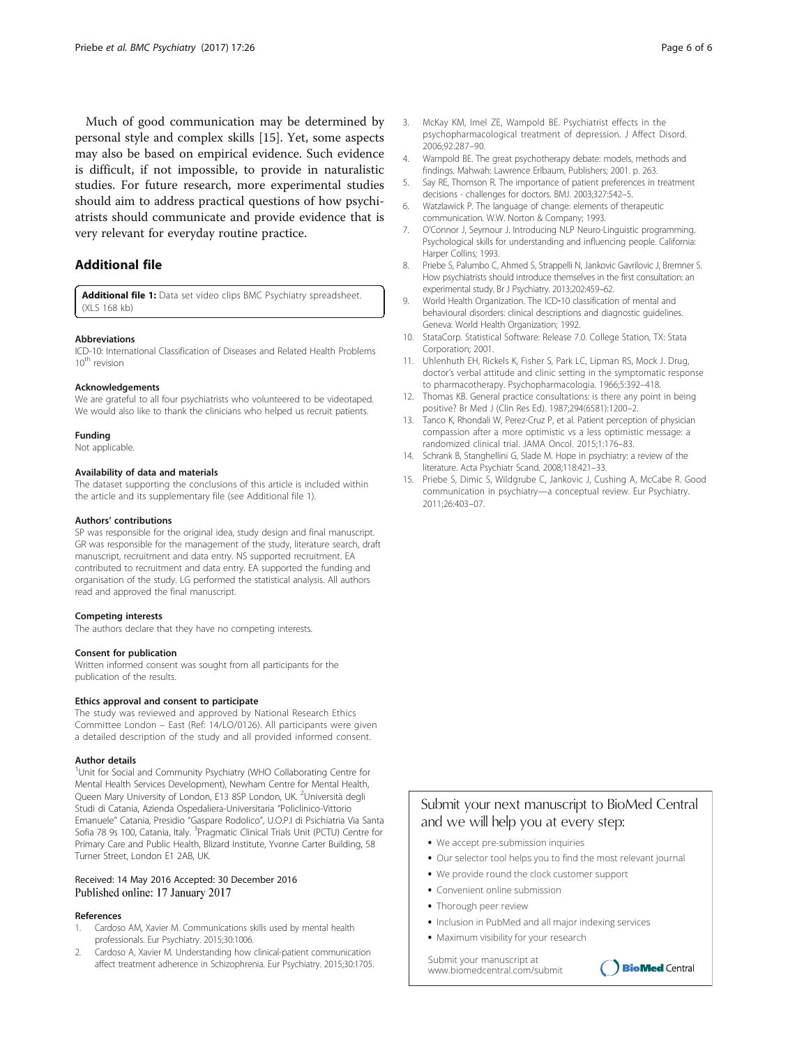Much of good communication may be determined by personal style and complex skills [15]. Yet, some aspects may also be based on empirical evidence. Such evidence is difficult, if not impossible, to provide in naturalistic studies. For future research, more experimental studies should aim to address practical questions of how psychiatrists should communicate and provide evidence that is very relevant for everyday routine practice.

## Additional file

**Additional file 1:** Data set video clips BMC Psychiatry spreadsheet. (XLS 168 kb)

### Abbreviations

ICD-10: International Classification of Diseases and Related Health Problems 10th revision

### Acknowledgements

We are grateful to all four psychiatrists who volunteered to be videotaped. We would also like to thank the clinicians who helped us recruit patients.

### Funding

Not applicable.

### Availability of data and materials

The dataset supporting the conclusions of this article is included within the article and its supplementary file (see Additional file 1).

### Authors' contributions

SP was responsible for the original idea, study design and final manuscript. GR was responsible for the management of the study, literature search, draft manuscript, recruitment and data entry. NS supported recruitment. EA contributed to recruitment and data entry. EA supported the funding and organisation of the study. LG performed the statistical analysis. All authors read and approved the final manuscript.

### Competing interests

The authors declare that they have no competing interests.

### Consent for publication

Written informed consent was sought from all participants for the publication of the results.

### Ethics approval and consent to participate

The study was reviewed and approved by National Research Ethics Committee London – East (Ref: 14/LO/0126). All participants were given a detailed description of the study and all provided informed consent.

### Author details

[1]Unit for Social and Community Psychiatry (WHO Collaborating Centre for Mental Health Services Development), Newham Centre for Mental Health, Queen Mary University of London, E13 8SP London, UK. [2]Università degli Studi di Catania, Azienda Ospedaliera-Universitaria "Policlinico-Vittorio Emanuele" Catania, Presidio "Gaspare Rodolico", U.O.P.I di Psichiatria Via Santa Sofia 78 9s 100, Catania, Italy. [3]Pragmatic Clinical Trials Unit (PCTU) Centre for Primary Care and Public Health, Blizard Institute, Yvonne Carter Building, 58 Turner Street, London E1 2AB, UK.

Received: 14 May 2016 Accepted: 30 December 2016
Published online: 17 January 2017

### References

1. Cardoso AM, Xavier M. Communications skills used by mental health professionals. Eur Psychiatry. 2015;30:1006.
2. Cardoso A, Xavier M. Understanding how clinical-patient communication affect treatment adherence in Schizophrenia. Eur Psychiatry. 2015;30:1705.
3. McKay KM, Imel ZE, Wampold BE. Psychiatrist effects in the psychopharmacological treatment of depression. J Affect Disord. 2006;92:287–90.
4. Wampold BE. The great psychotherapy debate: models, methods and findings. Mahwah: Lawrence Erlbaum, Publishers; 2001. p. 263.
5. Say RE, Thomson R. The importance of patient preferences in treatment decisions - challenges for doctors. BMJ. 2003;327:542–5.
6. Watzlawick P. The language of change: elements of therapeutic communication. W.W. Norton & Company; 1993.
7. O'Connor J, Seymour J. Introducing NLP Neuro-Linguistic programming. Psychological skills for understanding and influencing people. California: Harper Collins; 1993.
8. Priebe S, Palumbo C, Ahmed S, Strappelli N, Jankovic Gavrilovic J, Bremner S. How psychiatrists should introduce themselves in the first consultation: an experimental study. Br J Psychiatry. 2013;202:459–62.
9. World Health Organization. The ICD-10 classification of mental and behavioural disorders: clinical descriptions and diagnostic guidelines. Geneva: World Health Organization; 1992.
10. StataCorp. Statistical Software: Release 7.0. College Station, TX: Stata Corporation; 2001.
11. Uhlenhuth EH, Rickels K, Fisher S, Park LC, Lipman RS, Mock J. Drug, doctor's verbal attitude and clinic setting in the symptomatic response to pharmacotherapy. Psychopharmacologia. 1966;5:392–418.
12. Thomas KB. General practice consultations: is there any point in being positive? Br Med J (Clin Res Ed). 1987;294(6581):1200–2.
13. Tanco K, Rhondali W, Perez-Cruz P, et al. Patient perception of physician compassion after a more optimistic vs a less optimistic message: a randomized clinical trial. JAMA Oncol. 2015;1:176–83.
14. Schrank B, Stanghellini G, Slade M. Hope in psychiatry: a review of the literature. Acta Psychiatr Scand. 2008;118:421–33.
15. Priebe S, Dimic S, Wildgrube C, Jankovic J, Cushing A, McCabe R. Good communication in psychiatry—a conceptual review. Eur Psychiatry. 2011;26:403–07.

Submit your next manuscript to BioMed Central and we will help you at every step:

- We accept pre-submission inquiries
- Our selector tool helps you to find the most relevant journal
- We provide round the clock customer support
- Convenient online submission
- Thorough peer review
- Inclusion in PubMed and all major indexing services
- Maximum visibility for your research

Submit your manuscript at www.biomedcentral.com/submit